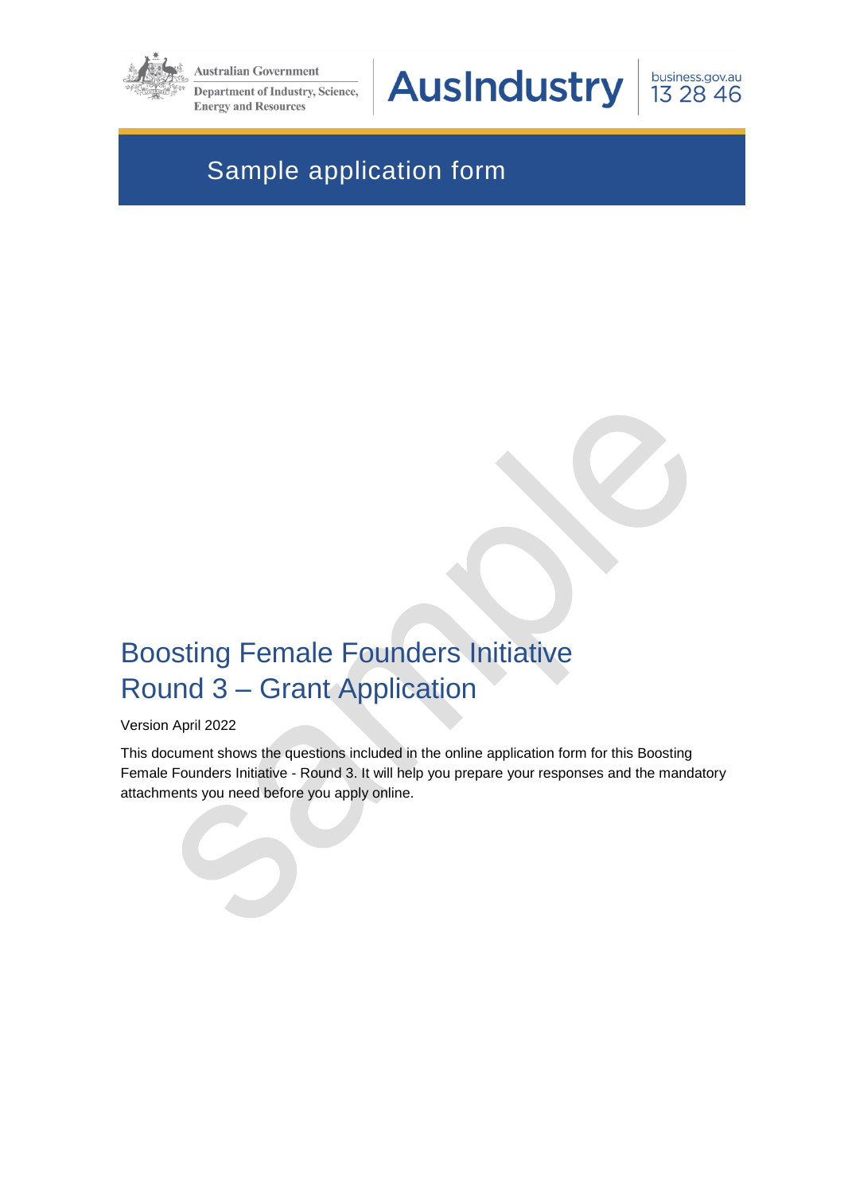Australian Government

Department of Industry, Science, Energy and Resources

AusIndustry

business.gov.au 13 28 46

Sample application form

# Boosting Female Founders Initiative Round 3 – Grant Application

Version April 2022

This document shows the questions included in the online application form for this Boosting Female Founders Initiative - Round 3. It will help you prepare your responses and the mandatory attachments you need before you apply online.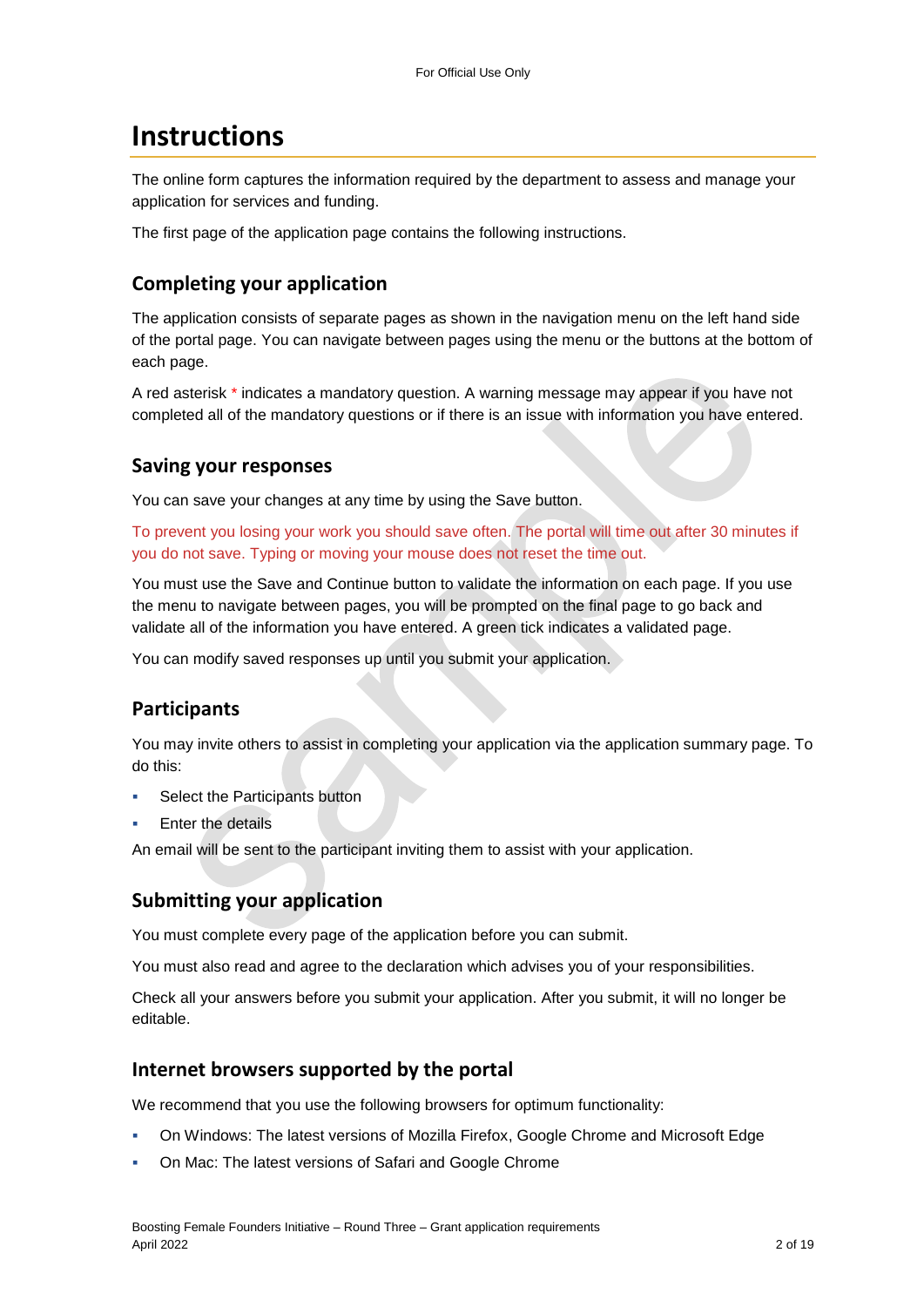# Instructions

The online form captures the information required by the department to assess and manage your application for services and funding.

The first page of the application page contains the following instructions.

## Completing your application

The application consists of separate pages as shown in the navigation menu on the left hand side of the portal page. You can navigate between pages using the menu or the buttons at the bottom of each page.

A red asterisk * indicates a mandatory question. A warning message may appear if you have not completed all of the mandatory questions or if there is an issue with information you have entered.

## Saving your responses

You can save your changes at any time by using the Save button.

To prevent you losing your work you should save often. The portal will time out after 30 minutes if you do not save. Typing or moving your mouse does not reset the time out.

You must use the Save and Continue button to validate the information on each page. If you use the menu to navigate between pages, you will be prompted on the final page to go back and validate all of the information you have entered. A green tick indicates a validated page.

You can modify saved responses up until you submit your application.

## Participants

You may invite others to assist in completing your application via the application summary page. To do this:

- Select the Participants button
- Enter the details

An email will be sent to the participant inviting them to assist with your application.

## Submitting your application

You must complete every page of the application before you can submit.

You must also read and agree to the declaration which advises you of your responsibilities.

Check all your answers before you submit your application. After you submit, it will no longer be editable.

## Internet browsers supported by the portal

We recommend that you use the following browsers for optimum functionality:

- On Windows: The latest versions of Mozilla Firefox, Google Chrome and Microsoft Edge
- On Mac: The latest versions of Safari and Google Chrome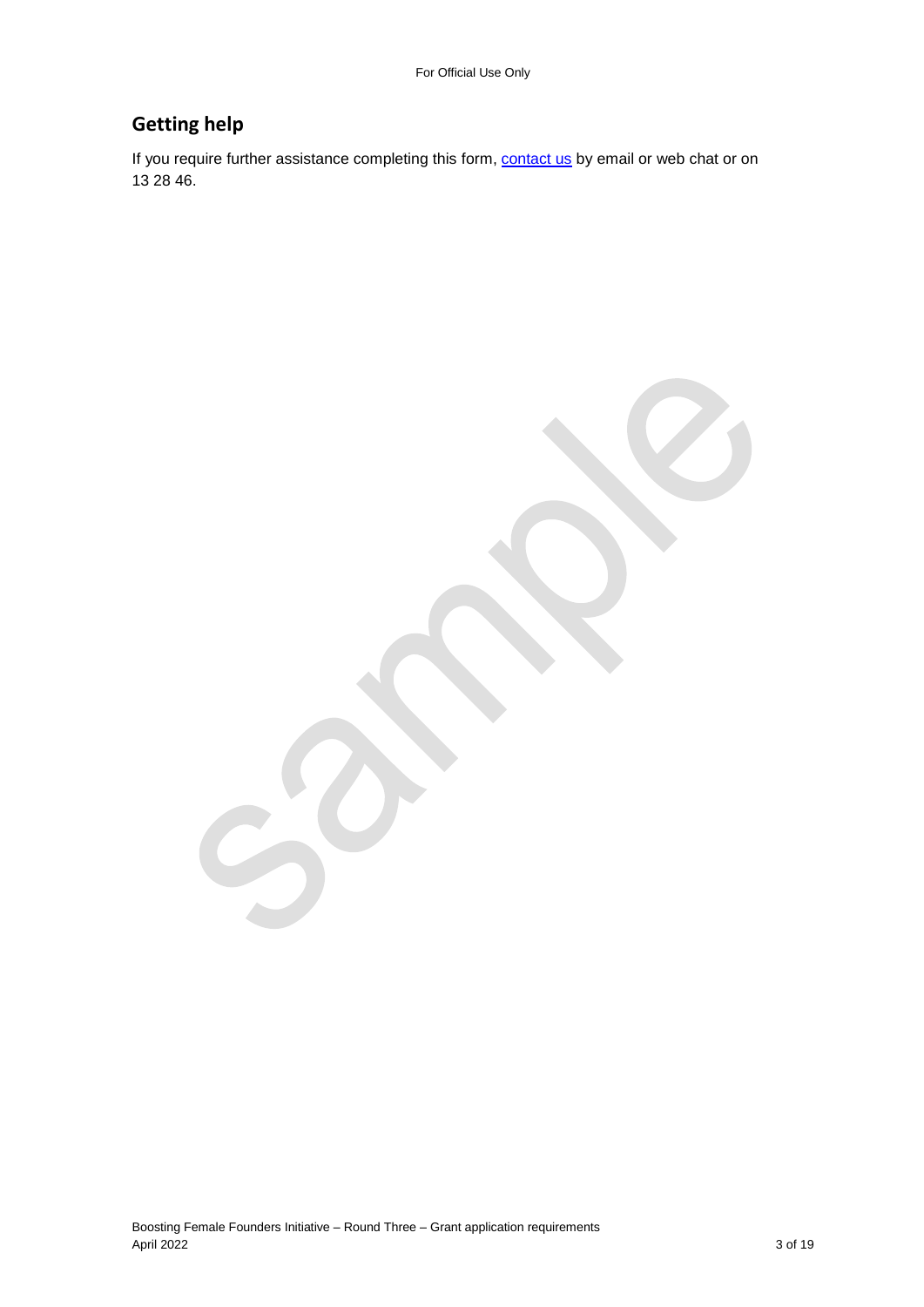## Getting help

If you require further assistance completing this form, [contact us](contact us) by email or web chat or on 13 28 46.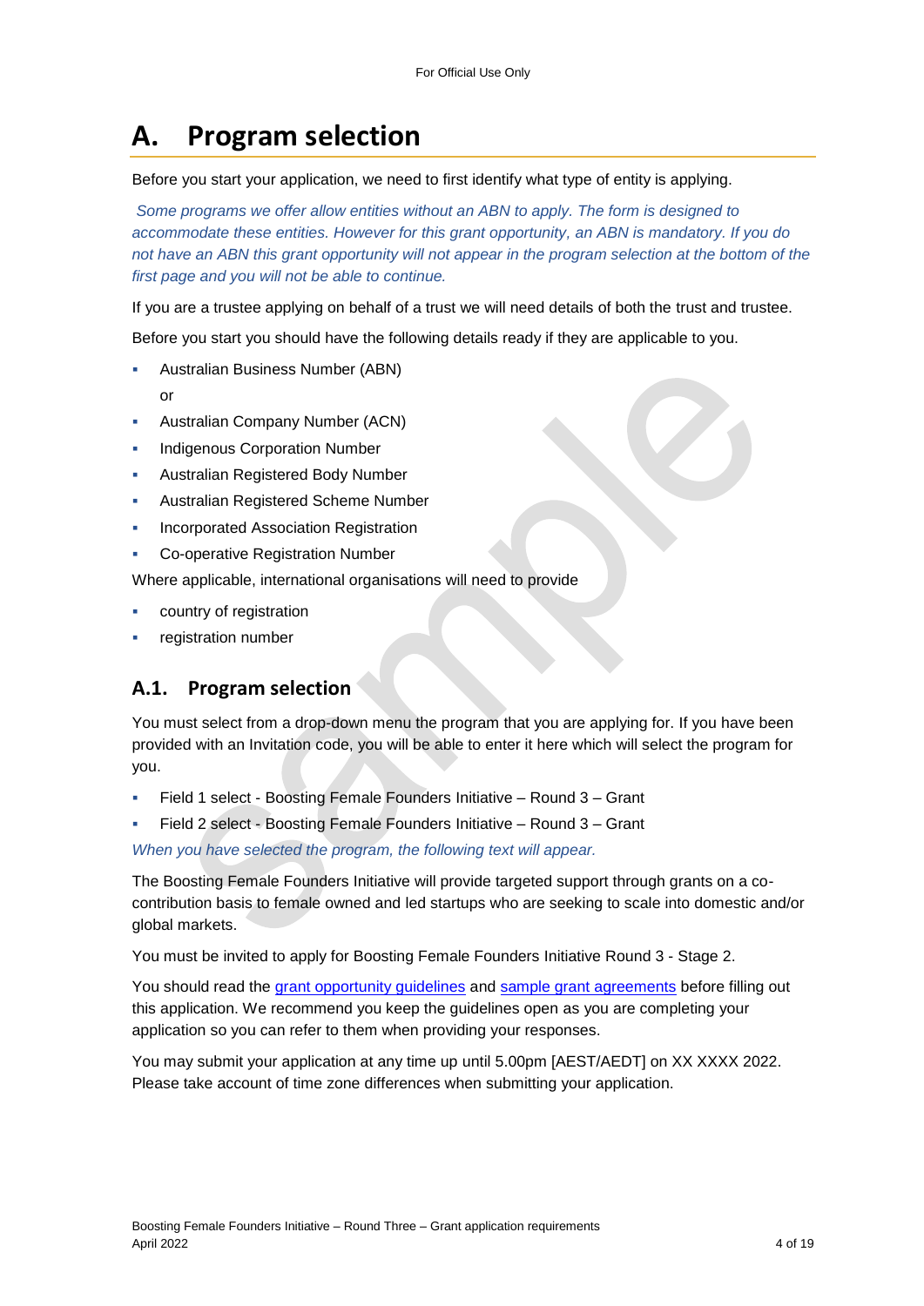# A. Program selection

Before you start your application, we need to first identify what type of entity is applying.

*Some programs we offer allow entities without an ABN to apply. The form is designed to accommodate these entities. However for this grant opportunity, an ABN is mandatory. If you do not have an ABN this grant opportunity will not appear in the program selection at the bottom of the first page and you will not be able to continue.*

If you are a trustee applying on behalf of a trust we will need details of both the trust and trustee.

Before you start you should have the following details ready if they are applicable to you.

- Australian Business Number (ABN)
  or
- Australian Company Number (ACN)
- Indigenous Corporation Number
- Australian Registered Body Number
- Australian Registered Scheme Number
- Incorporated Association Registration
- Co-operative Registration Number

Where applicable, international organisations will need to provide

- country of registration
- registration number

## A.1. Program selection

You must select from a drop-down menu the program that you are applying for. If you have been provided with an Invitation code, you will be able to enter it here which will select the program for you.

- Field 1 select - Boosting Female Founders Initiative – Round 3 – Grant
- Field 2 select - Boosting Female Founders Initiative – Round 3 – Grant

*When you have selected the program, the following text will appear.*

The Boosting Female Founders Initiative will provide targeted support through grants on a co-contribution basis to female owned and led startups who are seeking to scale into domestic and/or global markets.

You must be invited to apply for Boosting Female Founders Initiative Round 3 - Stage 2.

You should read the grant opportunity guidelines and sample grant agreements before filling out this application. We recommend you keep the guidelines open as you are completing your application so you can refer to them when providing your responses.

You may submit your application at any time up until 5.00pm [AEST/AEDT] on XX XXXX 2022. Please take account of time zone differences when submitting your application.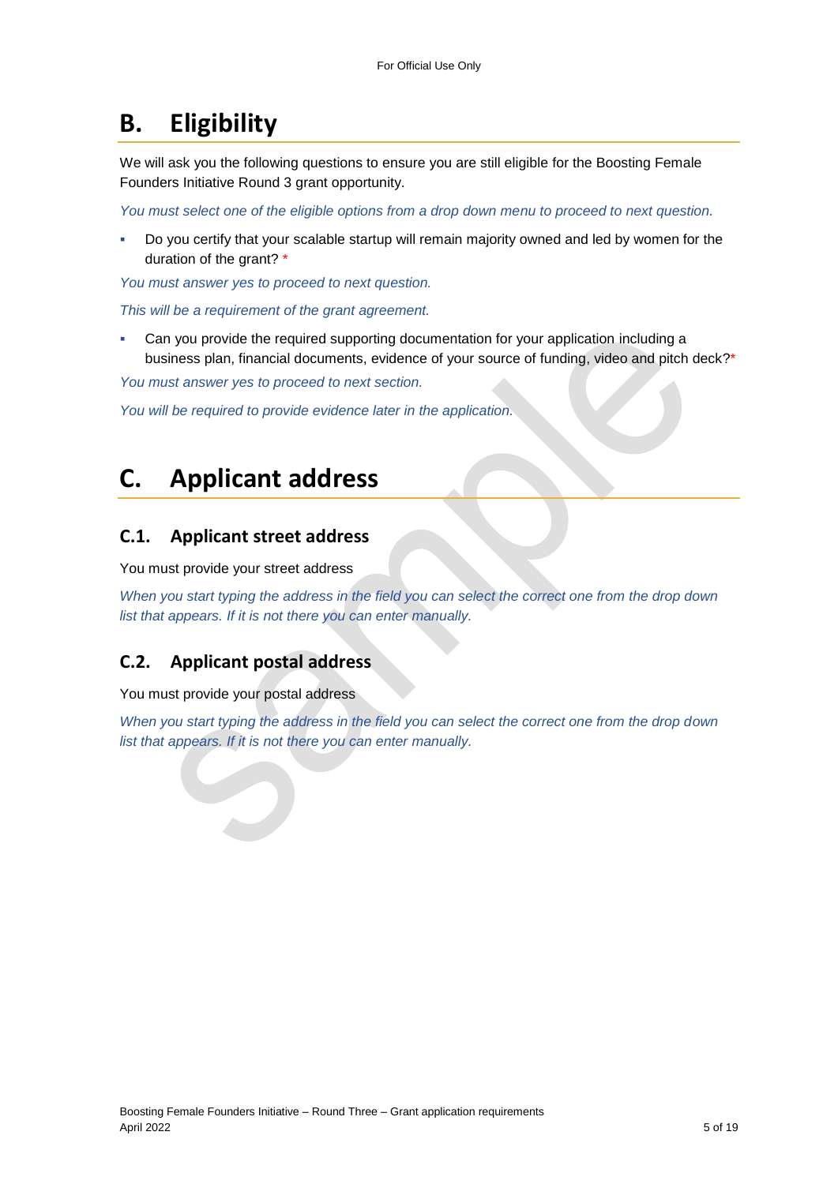# B. Eligibility

We will ask you the following questions to ensure you are still eligible for the Boosting Female Founders Initiative Round 3 grant opportunity.

*You must select one of the eligible options from a drop down menu to proceed to next question.*

- Do you certify that your scalable startup will remain majority owned and led by women for the duration of the grant? *

*You must answer yes to proceed to next question.*

*This will be a requirement of the grant agreement.*

- Can you provide the required supporting documentation for your application including a business plan, financial documents, evidence of your source of funding, video and pitch deck?*

*You must answer yes to proceed to next section.*

*You will be required to provide evidence later in the application.*

# C. Applicant address

## C.1. Applicant street address

You must provide your street address

*When you start typing the address in the field you can select the correct one from the drop down list that appears. If it is not there you can enter manually.*

## C.2. Applicant postal address

You must provide your postal address

*When you start typing the address in the field you can select the correct one from the drop down list that appears. If it is not there you can enter manually.*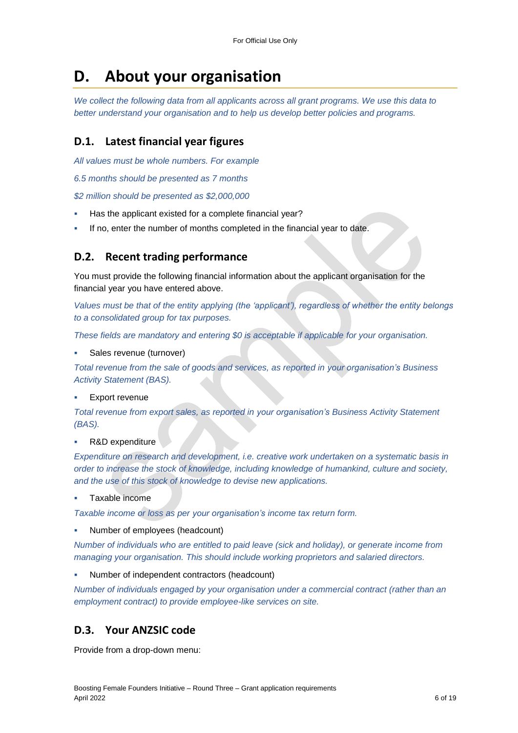# D. About your organisation

*We collect the following data from all applicants across all grant programs. We use this data to better understand your organisation and to help us develop better policies and programs.*

## D.1. Latest financial year figures

*All values must be whole numbers. For example*

*6.5 months should be presented as 7 months*

*$2 million should be presented as $2,000,000*

- Has the applicant existed for a complete financial year?
- If no, enter the number of months completed in the financial year to date.

## D.2. Recent trading performance

You must provide the following financial information about the applicant organisation for the financial year you have entered above.

*Values must be that of the entity applying (the 'applicant'), regardless of whether the entity belongs to a consolidated group for tax purposes.*

*These fields are mandatory and entering $0 is acceptable if applicable for your organisation.*

- Sales revenue (turnover)

*Total revenue from the sale of goods and services, as reported in your organisation's Business Activity Statement (BAS).*

- Export revenue

*Total revenue from export sales, as reported in your organisation's Business Activity Statement (BAS).*

- R&D expenditure

*Expenditure on research and development, i.e. creative work undertaken on a systematic basis in order to increase the stock of knowledge, including knowledge of humankind, culture and society, and the use of this stock of knowledge to devise new applications.*

- Taxable income

*Taxable income or loss as per your organisation's income tax return form.*

- Number of employees (headcount)

*Number of individuals who are entitled to paid leave (sick and holiday), or generate income from managing your organisation. This should include working proprietors and salaried directors.*

- Number of independent contractors (headcount)

*Number of individuals engaged by your organisation under a commercial contract (rather than an employment contract) to provide employee-like services on site.*

## D.3. Your ANZSIC code

Provide from a drop-down menu: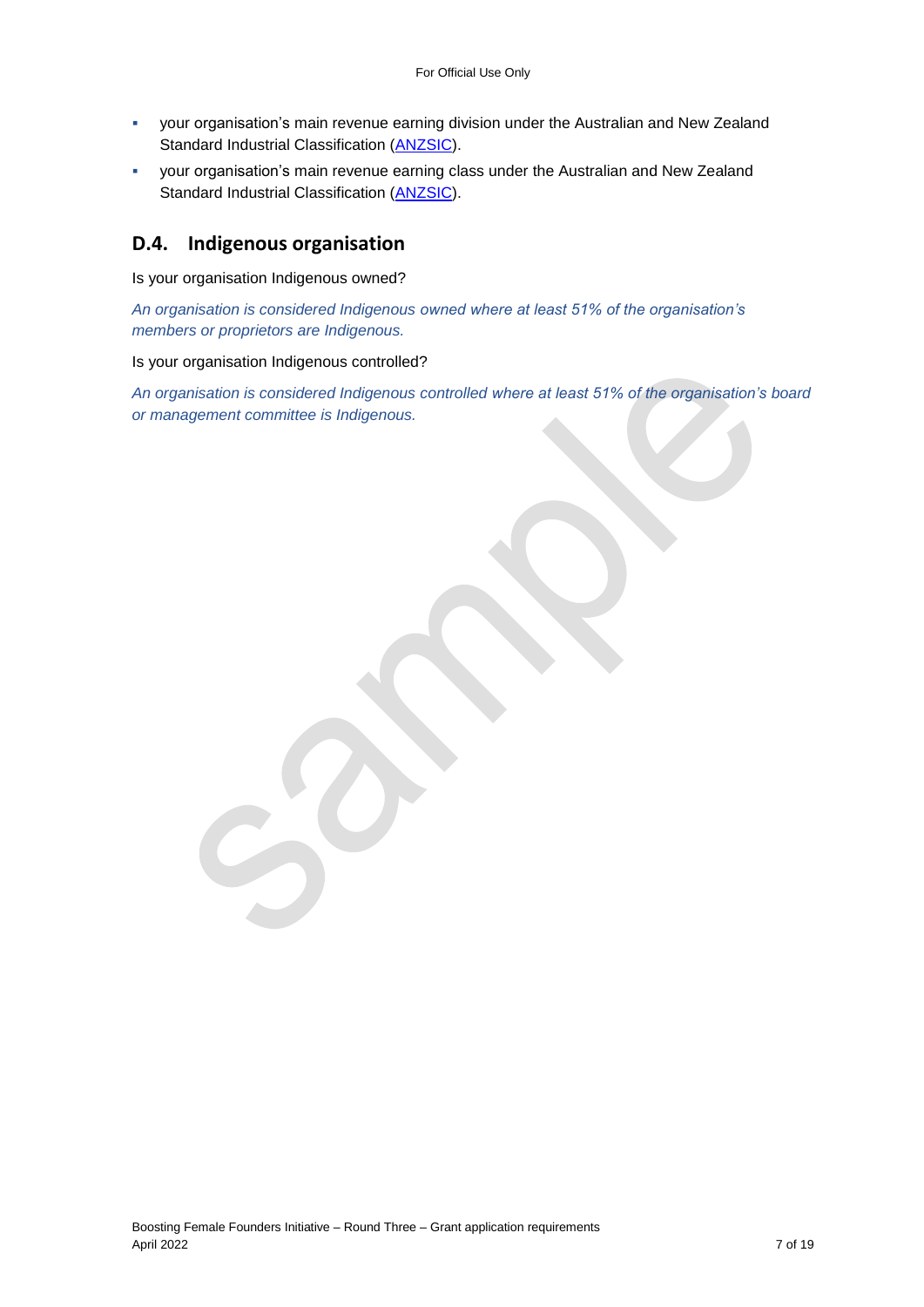- your organisation's main revenue earning division under the Australian and New Zealand Standard Industrial Classification (ANZSIC).
- your organisation's main revenue earning class under the Australian and New Zealand Standard Industrial Classification (ANZSIC).

## D.4. Indigenous organisation

Is your organisation Indigenous owned?

*An organisation is considered Indigenous owned where at least 51% of the organisation's members or proprietors are Indigenous.*

Is your organisation Indigenous controlled?

*An organisation is considered Indigenous controlled where at least 51% of the organisation's board or management committee is Indigenous.*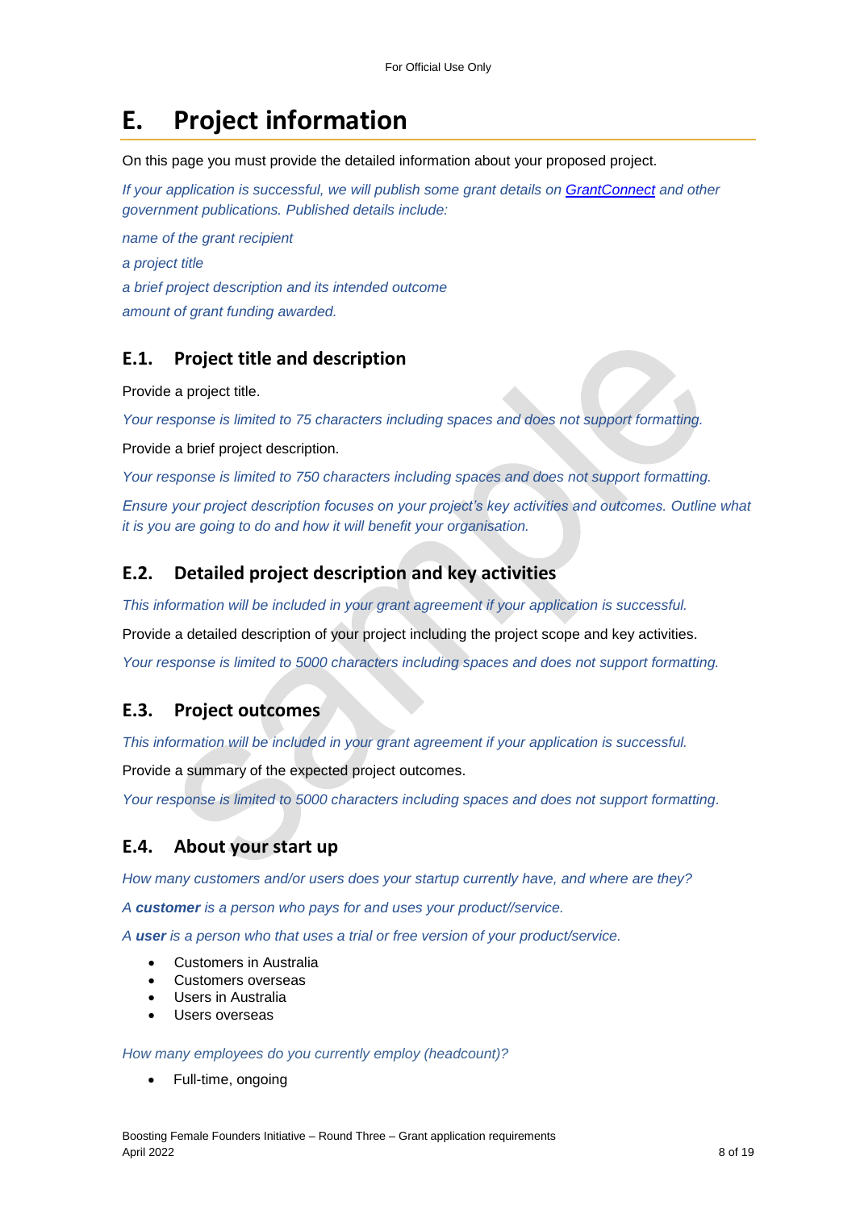# E. Project information

On this page you must provide the detailed information about your proposed project.

*If your application is successful, we will publish some grant details on [GrantConnect](GrantConnect) and other government publications. Published details include:*

*name of the grant recipient*

*a project title*

*a brief project description and its intended outcome*

*amount of grant funding awarded.*

## E.1. Project title and description

Provide a project title.

*Your response is limited to 75 characters including spaces and does not support formatting.*

Provide a brief project description.

*Your response is limited to 750 characters including spaces and does not support formatting.*

*Ensure your project description focuses on your project's key activities and outcomes. Outline what it is you are going to do and how it will benefit your organisation.*

## E.2. Detailed project description and key activities

*This information will be included in your grant agreement if your application is successful.*

Provide a detailed description of your project including the project scope and key activities.

*Your response is limited to 5000 characters including spaces and does not support formatting.*

## E.3. Project outcomes

*This information will be included in your grant agreement if your application is successful.*

Provide a summary of the expected project outcomes.

*Your response is limited to 5000 characters including spaces and does not support formatting.*

## E.4. About your start up

*How many customers and/or users does your startup currently have, and where are they?*

*A **customer** is a person who pays for and uses your product//service.*

*A **user** is a person who that uses a trial or free version of your product/service.*

- Customers in Australia
- Customers overseas
- Users in Australia
- Users overseas

*How many employees do you currently employ (headcount)?*

- Full-time, ongoing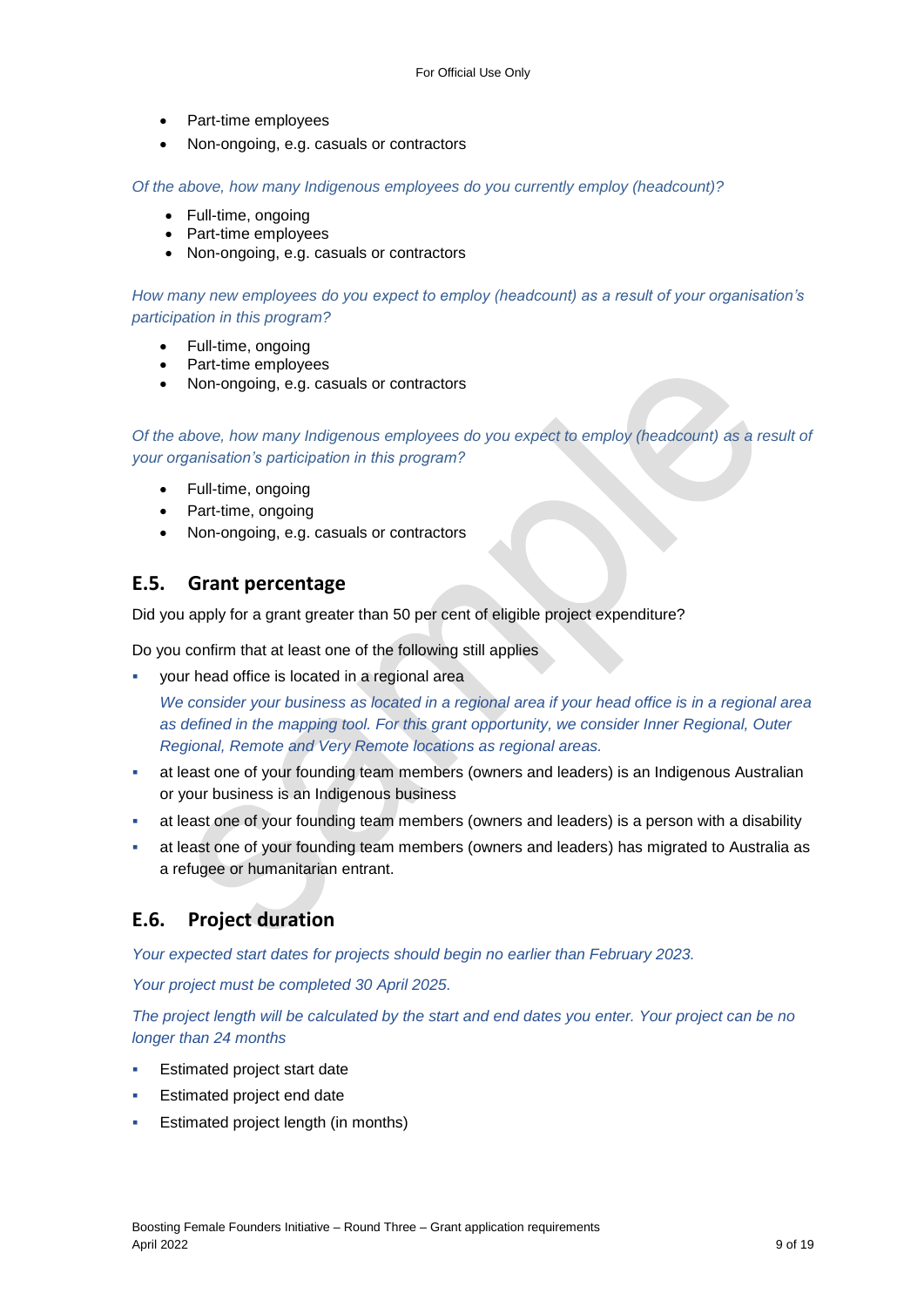- Part-time employees
- Non-ongoing, e.g. casuals or contractors

*Of the above, how many Indigenous employees do you currently employ (headcount)?*

- Full-time, ongoing
- Part-time employees
- Non-ongoing, e.g. casuals or contractors

*How many new employees do you expect to employ (headcount) as a result of your organisation's participation in this program?*

- Full-time, ongoing
- Part-time employees
- Non-ongoing, e.g. casuals or contractors

*Of the above, how many Indigenous employees do you expect to employ (headcount) as a result of your organisation's participation in this program?*

- Full-time, ongoing
- Part-time, ongoing
- Non-ongoing, e.g. casuals or contractors

## E.5. Grant percentage

Did you apply for a grant greater than 50 per cent of eligible project expenditure?

Do you confirm that at least one of the following still applies

- your head office is located in a regional area

  *We consider your business as located in a regional area if your head office is in a regional area as defined in the mapping tool. For this grant opportunity, we consider Inner Regional, Outer Regional, Remote and Very Remote locations as regional areas.*

- at least one of your founding team members (owners and leaders) is an Indigenous Australian or your business is an Indigenous business
- at least one of your founding team members (owners and leaders) is a person with a disability
- at least one of your founding team members (owners and leaders) has migrated to Australia as a refugee or humanitarian entrant.

## E.6. Project duration

*Your expected start dates for projects should begin no earlier than February 2023.*

*Your project must be completed 30 April 2025.*

*The project length will be calculated by the start and end dates you enter. Your project can be no longer than 24 months*

- Estimated project start date
- Estimated project end date
- Estimated project length (in months)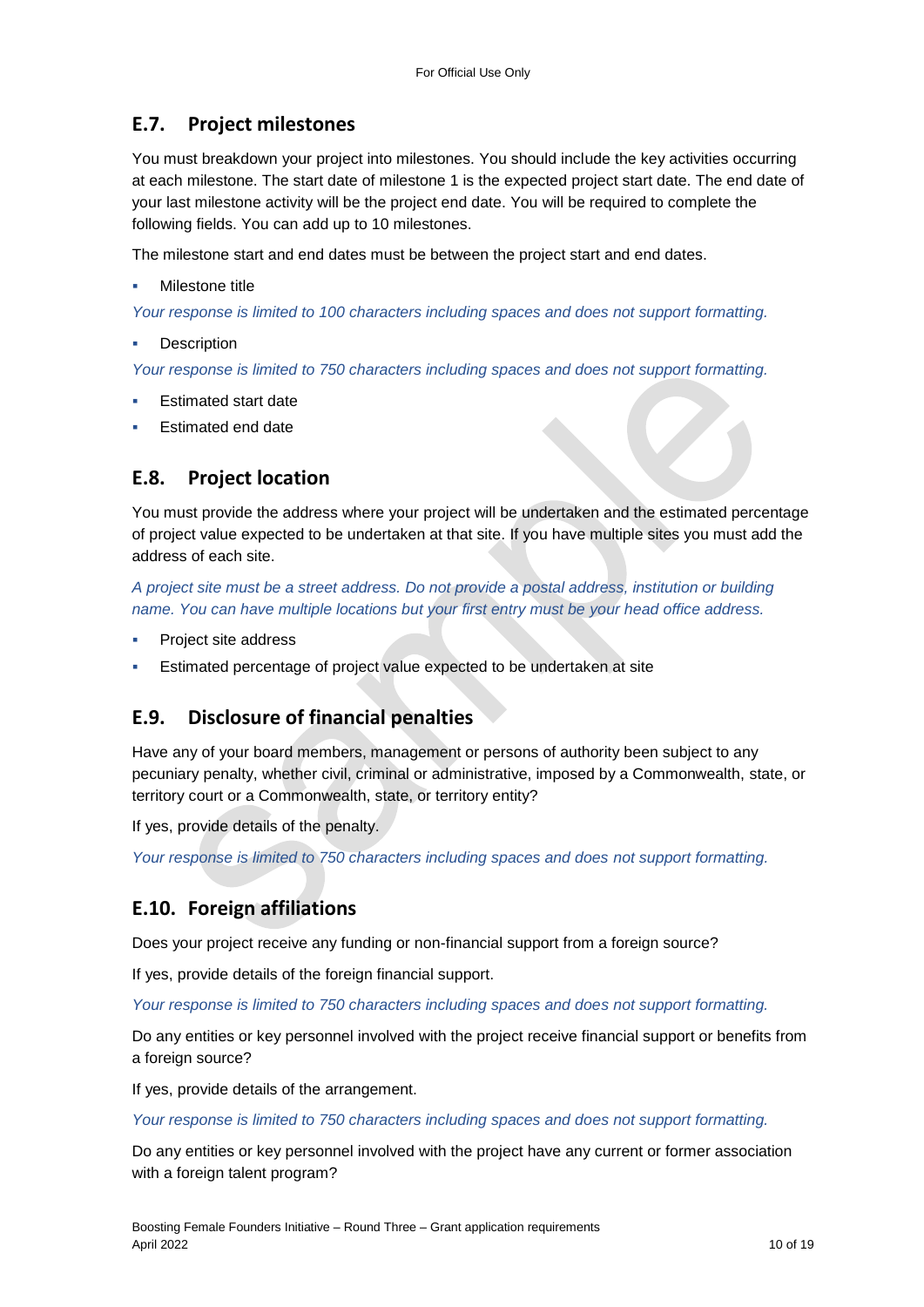## E.7. Project milestones

You must breakdown your project into milestones. You should include the key activities occurring at each milestone. The start date of milestone 1 is the expected project start date. The end date of your last milestone activity will be the project end date. You will be required to complete the following fields. You can add up to 10 milestones.

The milestone start and end dates must be between the project start and end dates.

- Milestone title

*Your response is limited to 100 characters including spaces and does not support formatting.*

- Description

*Your response is limited to 750 characters including spaces and does not support formatting.*

- Estimated start date
- Estimated end date

## E.8. Project location

You must provide the address where your project will be undertaken and the estimated percentage of project value expected to be undertaken at that site. If you have multiple sites you must add the address of each site.

*A project site must be a street address. Do not provide a postal address, institution or building name. You can have multiple locations but your first entry must be your head office address.*

- Project site address
- Estimated percentage of project value expected to be undertaken at site

## E.9. Disclosure of financial penalties

Have any of your board members, management or persons of authority been subject to any pecuniary penalty, whether civil, criminal or administrative, imposed by a Commonwealth, state, or territory court or a Commonwealth, state, or territory entity?

If yes, provide details of the penalty.

*Your response is limited to 750 characters including spaces and does not support formatting.*

## E.10. Foreign affiliations

Does your project receive any funding or non-financial support from a foreign source?

If yes, provide details of the foreign financial support.

*Your response is limited to 750 characters including spaces and does not support formatting.*

Do any entities or key personnel involved with the project receive financial support or benefits from a foreign source?

If yes, provide details of the arrangement.

*Your response is limited to 750 characters including spaces and does not support formatting.*

Do any entities or key personnel involved with the project have any current or former association with a foreign talent program?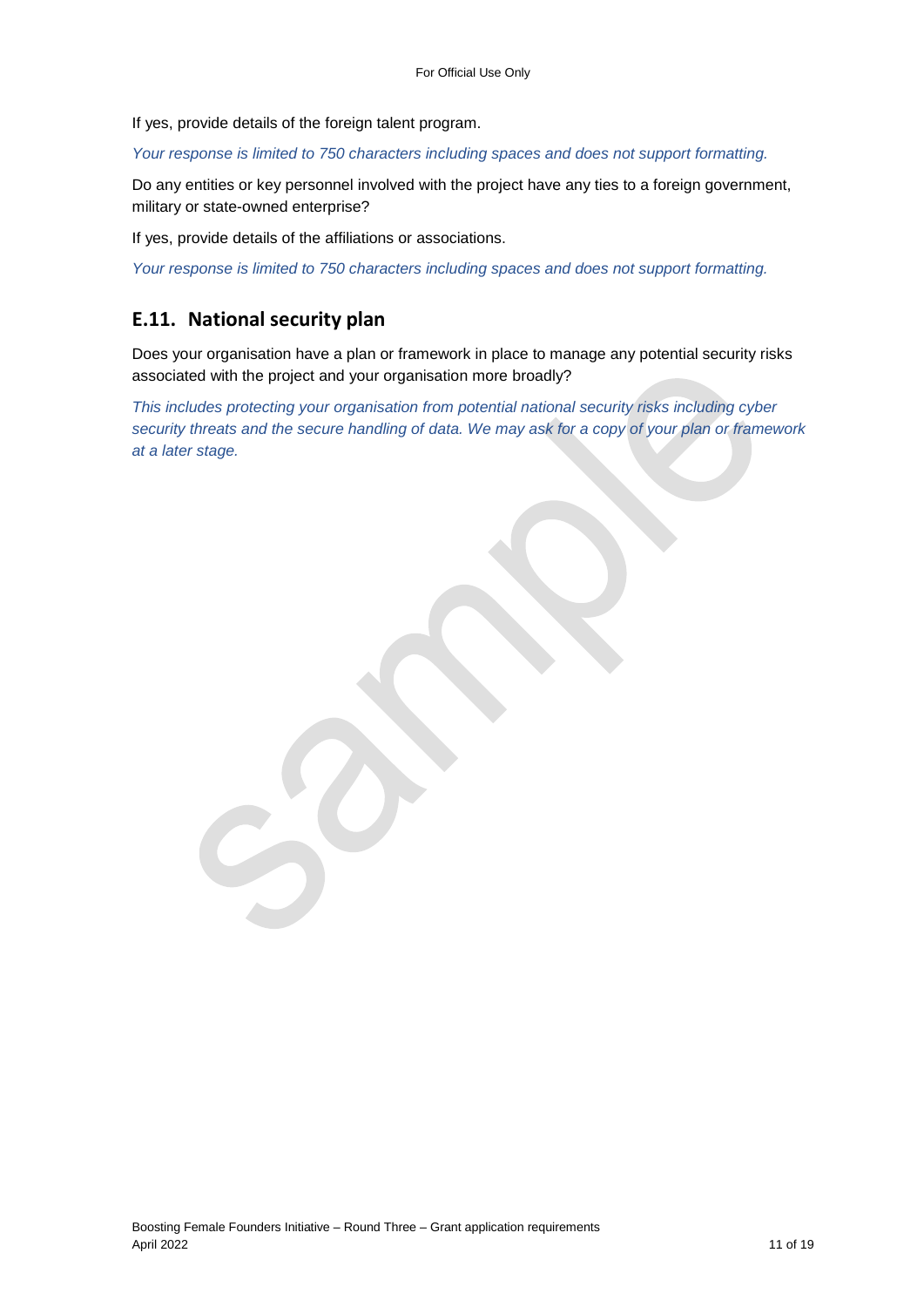If yes, provide details of the foreign talent program.

*Your response is limited to 750 characters including spaces and does not support formatting.*

Do any entities or key personnel involved with the project have any ties to a foreign government, military or state-owned enterprise?

If yes, provide details of the affiliations or associations.

*Your response is limited to 750 characters including spaces and does not support formatting.*

## E.11. National security plan

Does your organisation have a plan or framework in place to manage any potential security risks associated with the project and your organisation more broadly?

*This includes protecting your organisation from potential national security risks including cyber security threats and the secure handling of data. We may ask for a copy of your plan or framework at a later stage.*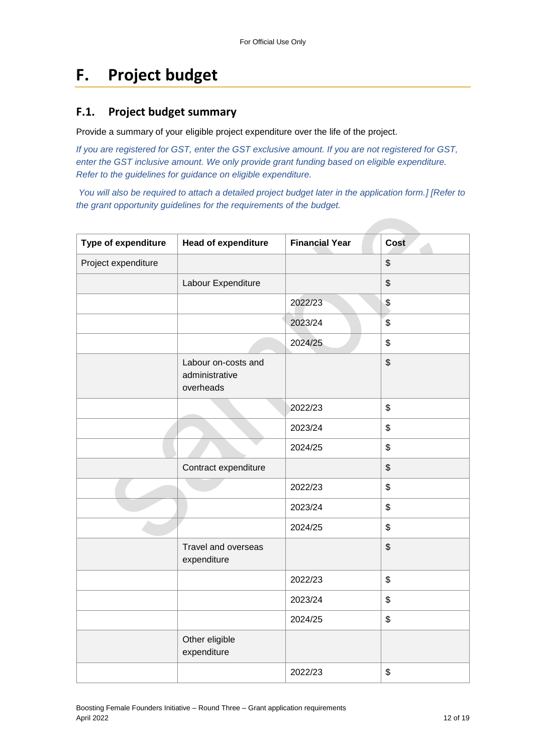# F. Project budget

## F.1. Project budget summary

Provide a summary of your eligible project expenditure over the life of the project.

*If you are registered for GST, enter the GST exclusive amount. If you are not registered for GST, enter the GST inclusive amount. We only provide grant funding based on eligible expenditure. Refer to the guidelines for guidance on eligible expenditure.*

*You will also be required to attach a detailed project budget later in the application form.] [Refer to the grant opportunity guidelines for the requirements of the budget.*

| Type of expenditure | Head of expenditure | Financial Year | Cost |
|---|---|---|---|
| Project expenditure | | | $ |
| | Labour Expenditure | | $ |
| | | 2022/23 | $ |
| | | 2023/24 | $ |
| | | 2024/25 | $ |
| | Labour on-costs and administrative overheads | | $ |
| | | 2022/23 | $ |
| | | 2023/24 | $ |
| | | 2024/25 | $ |
| | Contract expenditure | | $ |
| | | 2022/23 | $ |
| | | 2023/24 | $ |
| | | 2024/25 | $ |
| | Travel and overseas expenditure | | $ |
| | | 2022/23 | $ |
| | | 2023/24 | $ |
| | | 2024/25 | $ |
| | Other eligible expenditure | | |
| | | 2022/23 | $ |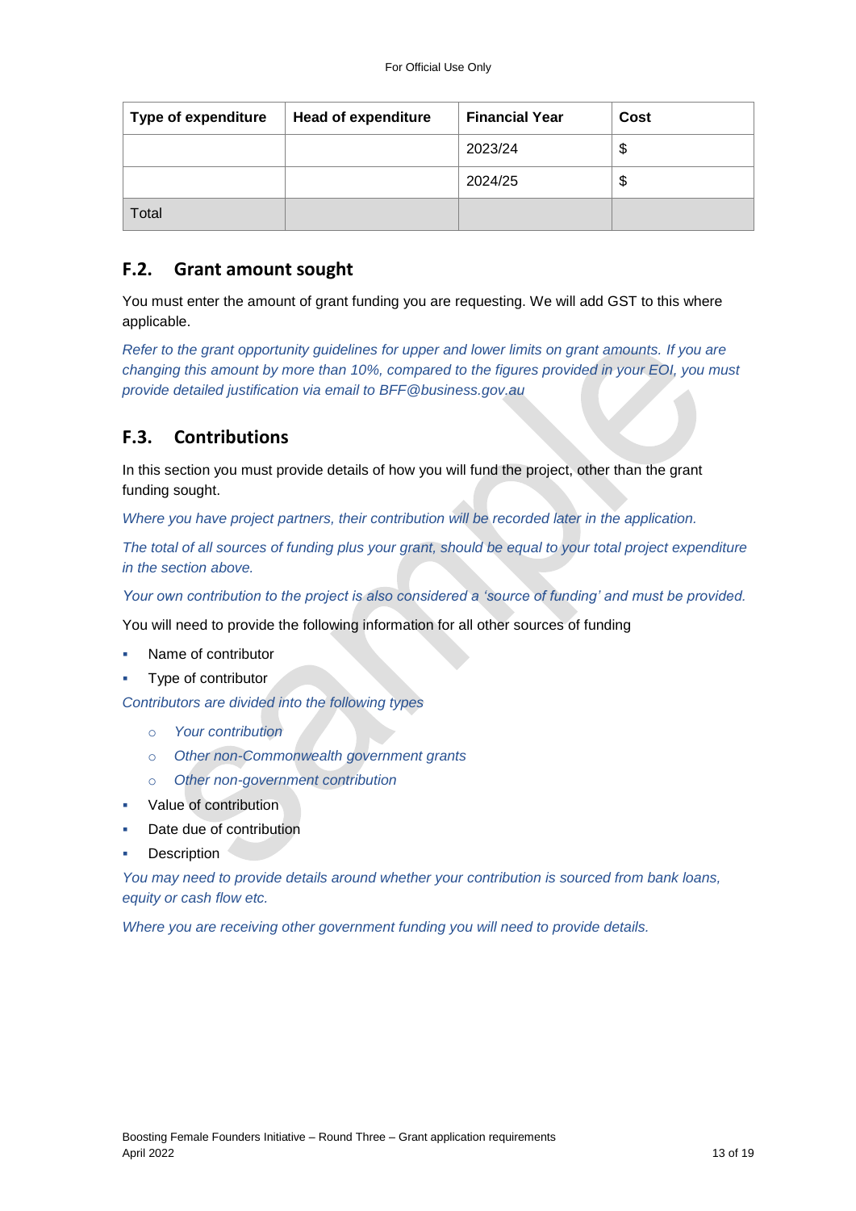| Type of expenditure | Head of expenditure | Financial Year | Cost |
|---|---|---|---|
| | | 2023/24 | $ |
| | | 2024/25 | $ |
| Total | | | |

## F.2. Grant amount sought

You must enter the amount of grant funding you are requesting. We will add GST to this where applicable.

*Refer to the grant opportunity guidelines for upper and lower limits on grant amounts. If you are changing this amount by more than 10%, compared to the figures provided in your EOI, you must provide detailed justification via email to BFF@business.gov.au*

## F.3. Contributions

In this section you must provide details of how you will fund the project, other than the grant funding sought.

*Where you have project partners, their contribution will be recorded later in the application.*

*The total of all sources of funding plus your grant, should be equal to your total project expenditure in the section above.*

*Your own contribution to the project is also considered a 'source of funding' and must be provided.*

You will need to provide the following information for all other sources of funding

- Name of contributor
- Type of contributor

*Contributors are divided into the following types*

  - *Your contribution*
  - *Other non-Commonwealth government grants*
  - *Other non-government contribution*
- Value of contribution
- Date due of contribution
- Description

*You may need to provide details around whether your contribution is sourced from bank loans, equity or cash flow etc.*

*Where you are receiving other government funding you will need to provide details.*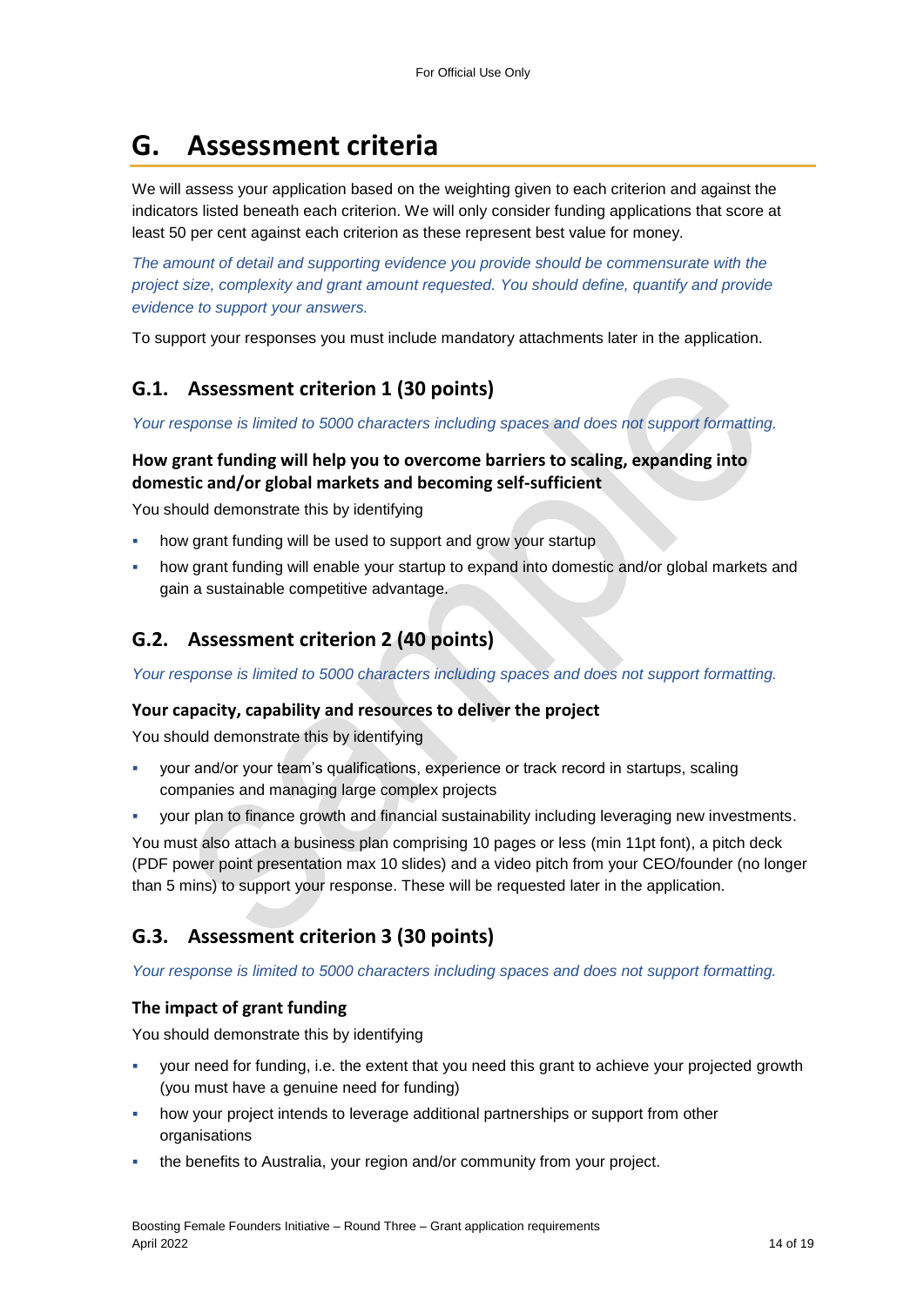# G. Assessment criteria

We will assess your application based on the weighting given to each criterion and against the indicators listed beneath each criterion. We will only consider funding applications that score at least 50 per cent against each criterion as these represent best value for money.

*The amount of detail and supporting evidence you provide should be commensurate with the project size, complexity and grant amount requested. You should define, quantify and provide evidence to support your answers.*

To support your responses you must include mandatory attachments later in the application.

## G.1. Assessment criterion 1 (30 points)

*Your response is limited to 5000 characters including spaces and does not support formatting.*

### How grant funding will help you to overcome barriers to scaling, expanding into domestic and/or global markets and becoming self-sufficient

You should demonstrate this by identifying

- how grant funding will be used to support and grow your startup
- how grant funding will enable your startup to expand into domestic and/or global markets and gain a sustainable competitive advantage.

## G.2. Assessment criterion 2 (40 points)

*Your response is limited to 5000 characters including spaces and does not support formatting.*

### Your capacity, capability and resources to deliver the project

You should demonstrate this by identifying

- your and/or your team's qualifications, experience or track record in startups, scaling companies and managing large complex projects
- your plan to finance growth and financial sustainability including leveraging new investments.

You must also attach a business plan comprising 10 pages or less (min 11pt font), a pitch deck (PDF power point presentation max 10 slides) and a video pitch from your CEO/founder (no longer than 5 mins) to support your response. These will be requested later in the application.

## G.3. Assessment criterion 3 (30 points)

*Your response is limited to 5000 characters including spaces and does not support formatting.*

### The impact of grant funding

You should demonstrate this by identifying

- your need for funding, i.e. the extent that you need this grant to achieve your projected growth (you must have a genuine need for funding)
- how your project intends to leverage additional partnerships or support from other organisations
- the benefits to Australia, your region and/or community from your project.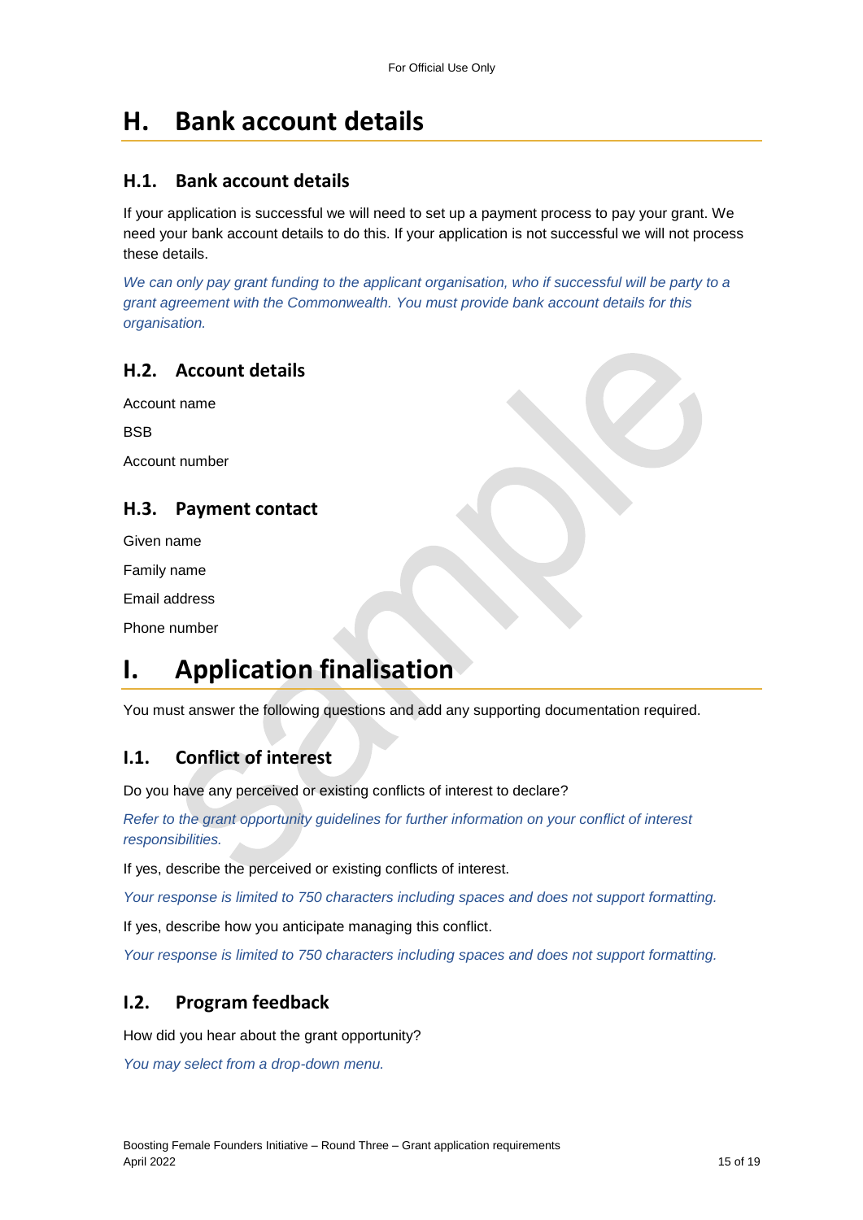# H. Bank account details

## H.1. Bank account details

If your application is successful we will need to set up a payment process to pay your grant. We need your bank account details to do this. If your application is not successful we will not process these details.

*We can only pay grant funding to the applicant organisation, who if successful will be party to a grant agreement with the Commonwealth. You must provide bank account details for this organisation.*

## H.2. Account details

Account name

BSB

Account number

## H.3. Payment contact

Given name

Family name

Email address

Phone number

# I. Application finalisation

You must answer the following questions and add any supporting documentation required.

## I.1. Conflict of interest

Do you have any perceived or existing conflicts of interest to declare?

*Refer to the grant opportunity guidelines for further information on your conflict of interest responsibilities.*

If yes, describe the perceived or existing conflicts of interest.

*Your response is limited to 750 characters including spaces and does not support formatting.*

If yes, describe how you anticipate managing this conflict.

*Your response is limited to 750 characters including spaces and does not support formatting.*

## I.2. Program feedback

How did you hear about the grant opportunity?

*You may select from a drop-down menu.*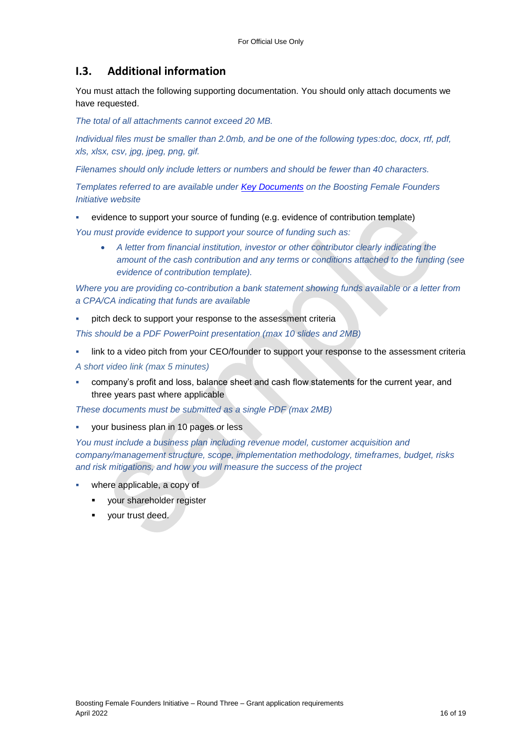## I.3. Additional information

You must attach the following supporting documentation. You should only attach documents we have requested.

*The total of all attachments cannot exceed 20 MB.*

*Individual files must be smaller than 2.0mb, and be one of the following types:doc, docx, rtf, pdf, xls, xlsx, csv, jpg, jpeg, png, gif.*

*Filenames should only include letters or numbers and should be fewer than 40 characters.*

*Templates referred to are available under [Key Documents]() on the Boosting Female Founders Initiative website*

- evidence to support your source of funding (e.g. evidence of contribution template)

*You must provide evidence to support your source of funding such as:*

- *A letter from financial institution, investor or other contributor clearly indicating the amount of the cash contribution and any terms or conditions attached to the funding (see evidence of contribution template).*

*Where you are providing co-contribution a bank statement showing funds available or a letter from a CPA/CA indicating that funds are available*

- pitch deck to support your response to the assessment criteria

*This should be a PDF PowerPoint presentation (max 10 slides and 2MB)*

- link to a video pitch from your CEO/founder to support your response to the assessment criteria

*A short video link (max 5 minutes)*

- company's profit and loss, balance sheet and cash flow statements for the current year, and three years past where applicable

*These documents must be submitted as a single PDF (max 2MB)*

- your business plan in 10 pages or less

*You must include a business plan including revenue model, customer acquisition and company/management structure, scope, implementation methodology, timeframes, budget, risks and risk mitigations, and how you will measure the success of the project*

- where applicable, a copy of
  - your shareholder register
  - your trust deed.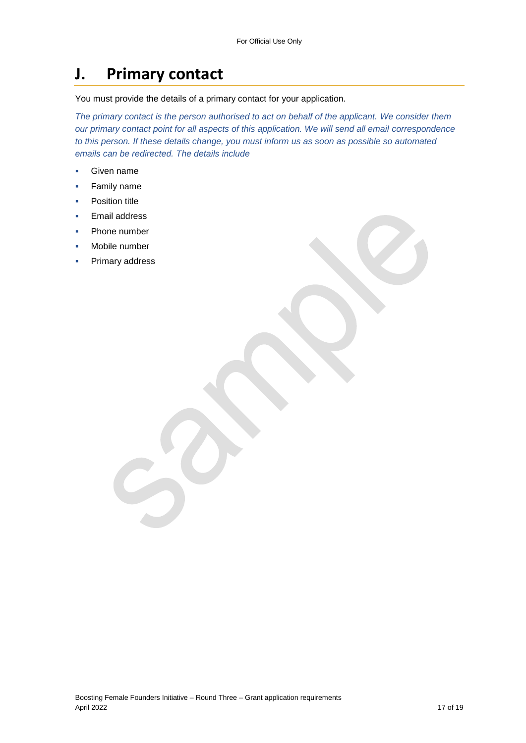# J. Primary contact

You must provide the details of a primary contact for your application.

*The primary contact is the person authorised to act on behalf of the applicant. We consider them our primary contact point for all aspects of this application. We will send all email correspondence to this person. If these details change, you must inform us as soon as possible so automated emails can be redirected. The details include*

- Given name
- Family name
- Position title
- Email address
- Phone number
- Mobile number
- Primary address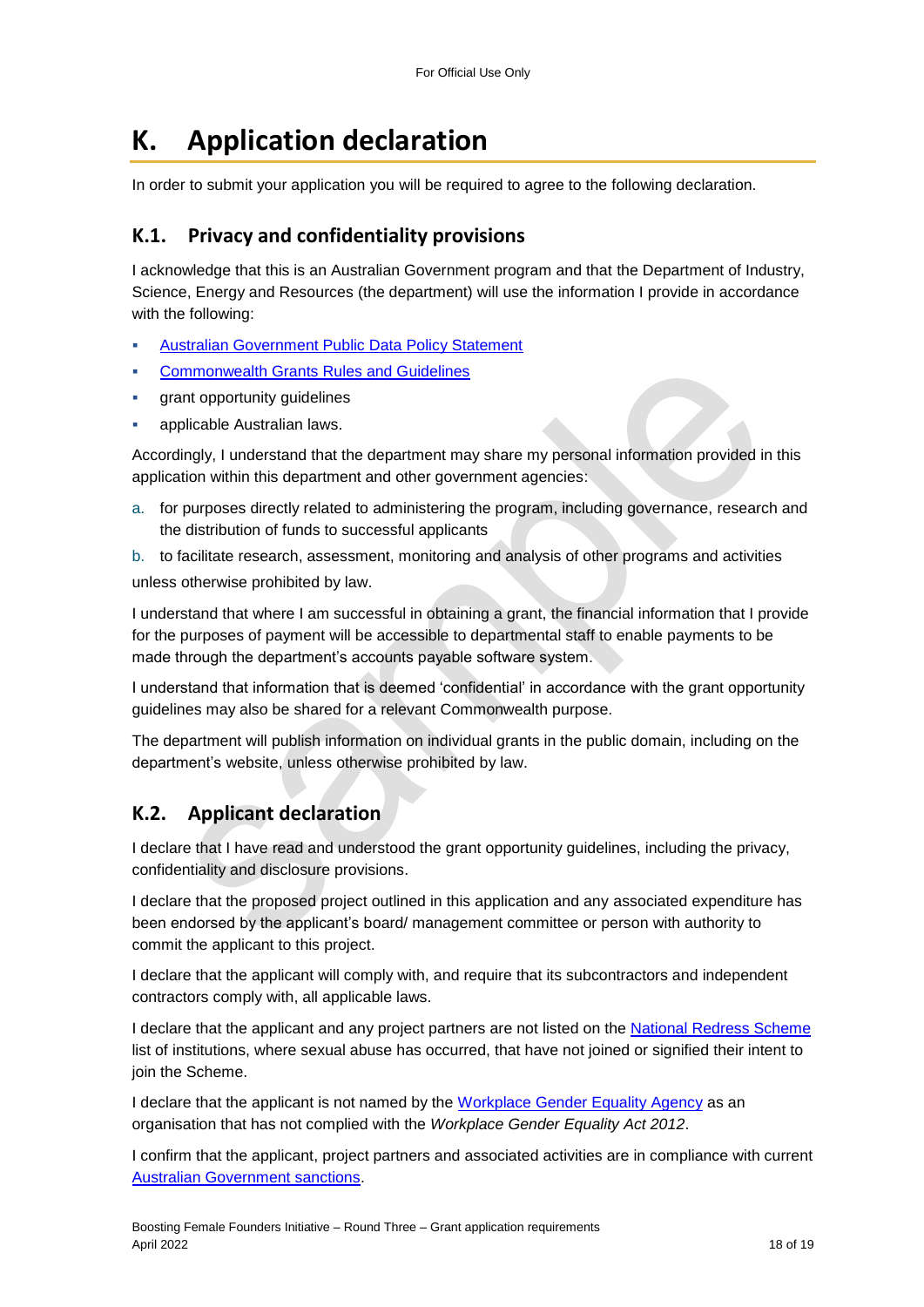# K. Application declaration

In order to submit your application you will be required to agree to the following declaration.

## K.1. Privacy and confidentiality provisions

I acknowledge that this is an Australian Government program and that the Department of Industry, Science, Energy and Resources (the department) will use the information I provide in accordance with the following:

- Australian Government Public Data Policy Statement
- Commonwealth Grants Rules and Guidelines
- grant opportunity guidelines
- applicable Australian laws.

Accordingly, I understand that the department may share my personal information provided in this application within this department and other government agencies:

a. for purposes directly related to administering the program, including governance, research and the distribution of funds to successful applicants
b. to facilitate research, assessment, monitoring and analysis of other programs and activities

unless otherwise prohibited by law.

I understand that where I am successful in obtaining a grant, the financial information that I provide for the purposes of payment will be accessible to departmental staff to enable payments to be made through the department's accounts payable software system.

I understand that information that is deemed 'confidential' in accordance with the grant opportunity guidelines may also be shared for a relevant Commonwealth purpose.

The department will publish information on individual grants in the public domain, including on the department's website, unless otherwise prohibited by law.

## K.2. Applicant declaration

I declare that I have read and understood the grant opportunity guidelines, including the privacy, confidentiality and disclosure provisions.

I declare that the proposed project outlined in this application and any associated expenditure has been endorsed by the applicant's board/ management committee or person with authority to commit the applicant to this project.

I declare that the applicant will comply with, and require that its subcontractors and independent contractors comply with, all applicable laws.

I declare that the applicant and any project partners are not listed on the National Redress Scheme list of institutions, where sexual abuse has occurred, that have not joined or signified their intent to join the Scheme.

I declare that the applicant is not named by the Workplace Gender Equality Agency as an organisation that has not complied with the *Workplace Gender Equality Act 2012*.

I confirm that the applicant, project partners and associated activities are in compliance with current Australian Government sanctions.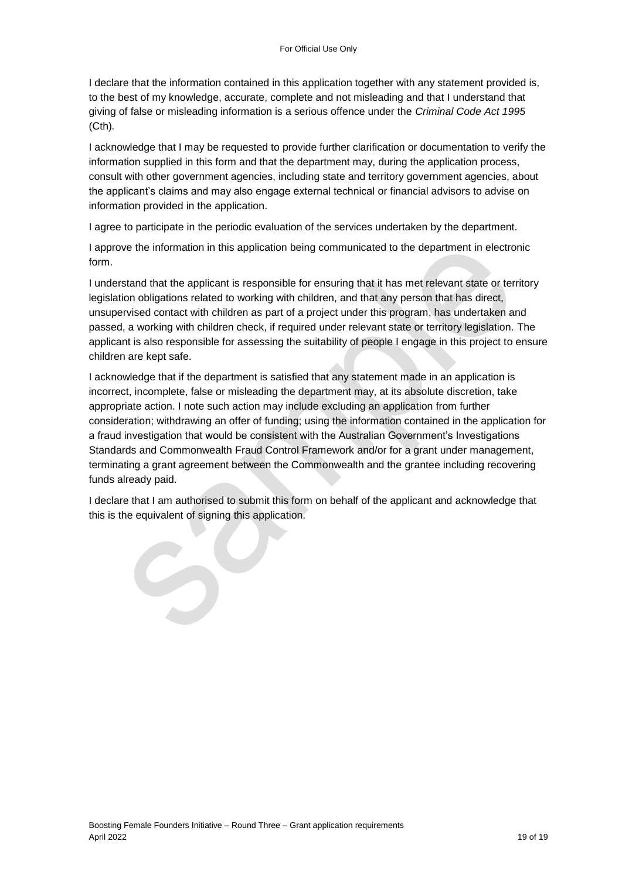I declare that the information contained in this application together with any statement provided is, to the best of my knowledge, accurate, complete and not misleading and that I understand that giving of false or misleading information is a serious offence under the *Criminal Code Act 1995* (Cth).

I acknowledge that I may be requested to provide further clarification or documentation to verify the information supplied in this form and that the department may, during the application process, consult with other government agencies, including state and territory government agencies, about the applicant's claims and may also engage external technical or financial advisors to advise on information provided in the application.

I agree to participate in the periodic evaluation of the services undertaken by the department.

I approve the information in this application being communicated to the department in electronic form.

I understand that the applicant is responsible for ensuring that it has met relevant state or territory legislation obligations related to working with children, and that any person that has direct, unsupervised contact with children as part of a project under this program, has undertaken and passed, a working with children check, if required under relevant state or territory legislation. The applicant is also responsible for assessing the suitability of people I engage in this project to ensure children are kept safe.

I acknowledge that if the department is satisfied that any statement made in an application is incorrect, incomplete, false or misleading the department may, at its absolute discretion, take appropriate action. I note such action may include excluding an application from further consideration; withdrawing an offer of funding; using the information contained in the application for a fraud investigation that would be consistent with the Australian Government's Investigations Standards and Commonwealth Fraud Control Framework and/or for a grant under management, terminating a grant agreement between the Commonwealth and the grantee including recovering funds already paid.

I declare that I am authorised to submit this form on behalf of the applicant and acknowledge that this is the equivalent of signing this application.